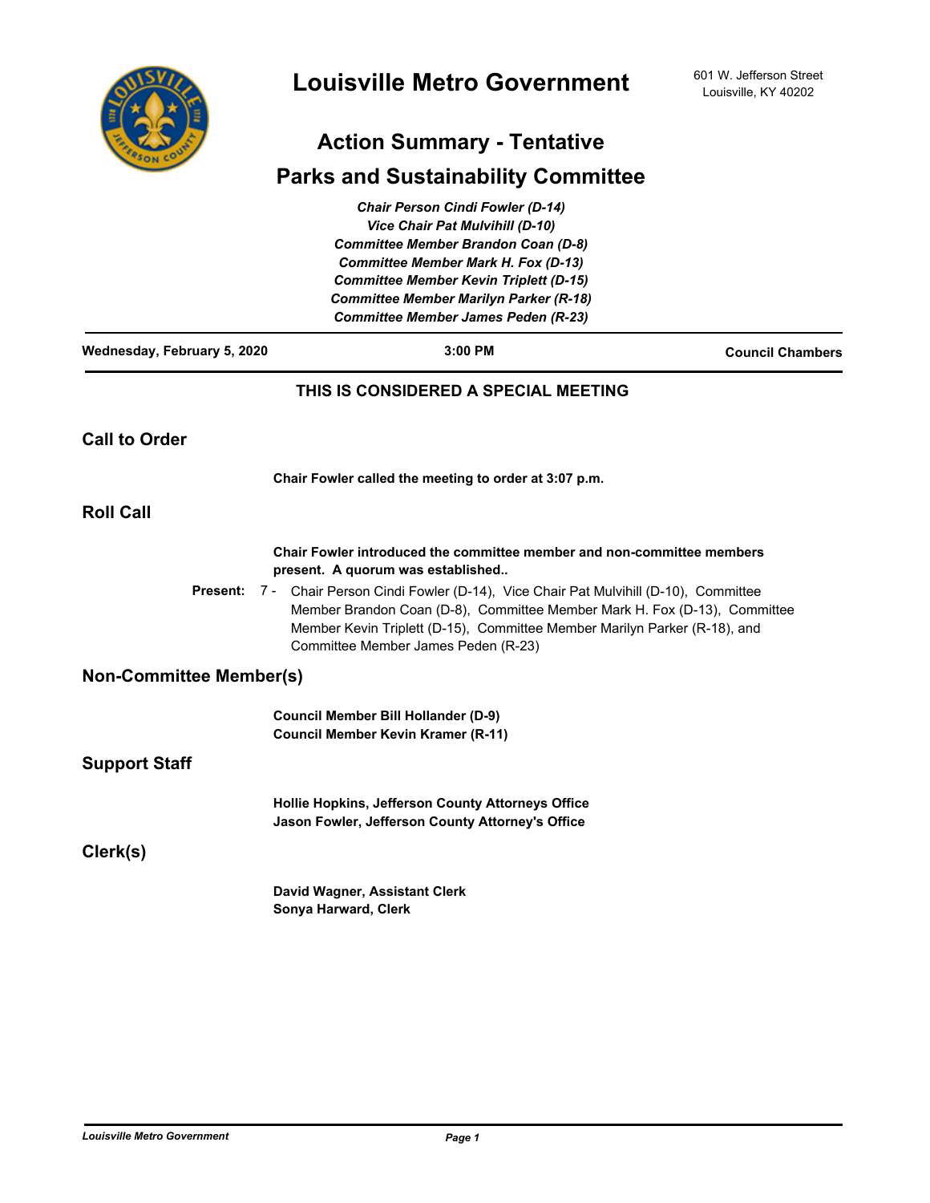# Louisville Metro Government

601 W. Jefferson Street
Louisville, KY 40202

## Action Summary - Tentative

## Parks and Sustainability Committee

*Chair Person Cindi Fowler (D-14)*
*Vice Chair Pat Mulvihill (D-10)*
*Committee Member Brandon Coan (D-8)*
*Committee Member Mark H. Fox (D-13)*
*Committee Member Kevin Triplett (D-15)*
*Committee Member Marilyn Parker (R-18)*
*Committee Member James Peden (R-23)*

**Wednesday, February 5, 2020** | **3:00 PM** | **Council Chambers**

**THIS IS CONSIDERED A SPECIAL MEETING**

## Call to Order

**Chair Fowler called the meeting to order at 3:07 p.m.**

## Roll Call

**Chair Fowler introduced the committee member and non-committee members present. A quorum was established..**

**Present:** 7 - Chair Person Cindi Fowler (D-14), Vice Chair Pat Mulvihill (D-10), Committee Member Brandon Coan (D-8), Committee Member Mark H. Fox (D-13), Committee Member Kevin Triplett (D-15), Committee Member Marilyn Parker (R-18), and Committee Member James Peden (R-23)

## Non-Committee Member(s)

**Council Member Bill Hollander (D-9)**
**Council Member Kevin Kramer (R-11)**

## Support Staff

**Hollie Hopkins, Jefferson County Attorneys Office**
**Jason Fowler, Jefferson County Attorney's Office**

## Clerk(s)

**David Wagner, Assistant Clerk**
**Sonya Harward, Clerk**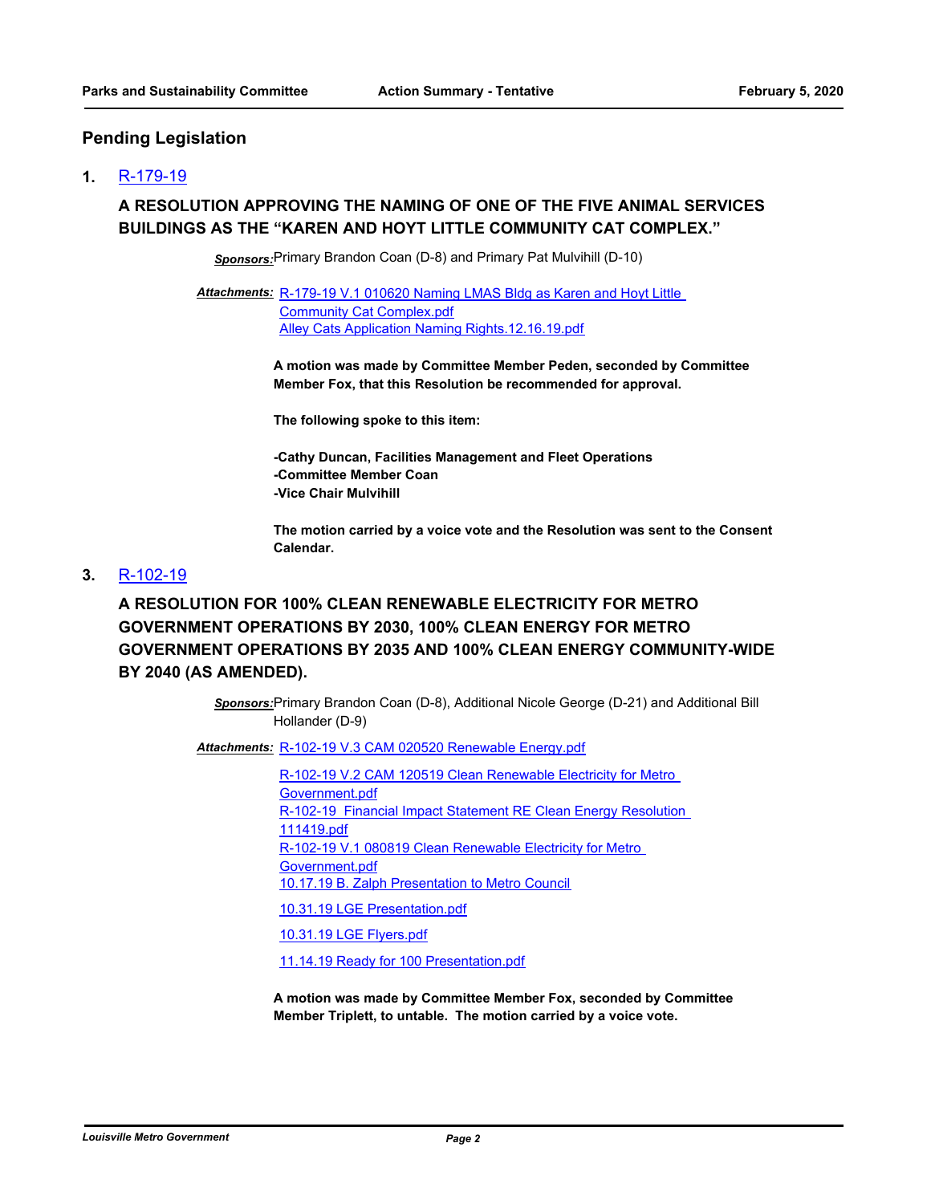## Pending Legislation

**1.** R-179-19

### A RESOLUTION APPROVING THE NAMING OF ONE OF THE FIVE ANIMAL SERVICES BUILDINGS AS THE "KAREN AND HOYT LITTLE COMMUNITY CAT COMPLEX."

***Sponsors:*** Primary Brandon Coan (D-8) and Primary Pat Mulvihill (D-10)

***Attachments:*** R-179-19 V.1 010620 Naming LMAS Bldg as Karen and Hoyt Little Community Cat Complex.pdf
Alley Cats Application Naming Rights.12.16.19.pdf

**A motion was made by Committee Member Peden, seconded by Committee Member Fox, that this Resolution be recommended for approval.**

**The following spoke to this item:**

**-Cathy Duncan, Facilities Management and Fleet Operations**
**-Committee Member Coan**
**-Vice Chair Mulvihill**

**The motion carried by a voice vote and the Resolution was sent to the Consent Calendar.**

**3.** R-102-19

### A RESOLUTION FOR 100% CLEAN RENEWABLE ELECTRICITY FOR METRO GOVERNMENT OPERATIONS BY 2030, 100% CLEAN ENERGY FOR METRO GOVERNMENT OPERATIONS BY 2035 AND 100% CLEAN ENERGY COMMUNITY-WIDE BY 2040 (AS AMENDED).

***Sponsors:*** Primary Brandon Coan (D-8), Additional Nicole George (D-21) and Additional Bill Hollander (D-9)

***Attachments:*** R-102-19 V.3 CAM 020520 Renewable Energy.pdf

R-102-19 V.2 CAM 120519 Clean Renewable Electricity for Metro Government.pdf
R-102-19 Financial Impact Statement RE Clean Energy Resolution 111419.pdf
R-102-19 V.1 080819 Clean Renewable Electricity for Metro Government.pdf
10.17.19 B. Zalph Presentation to Metro Council

10.31.19 LGE Presentation.pdf

10.31.19 LGE Flyers.pdf

11.14.19 Ready for 100 Presentation.pdf

**A motion was made by Committee Member Fox, seconded by Committee Member Triplett, to untable. The motion carried by a voice vote.**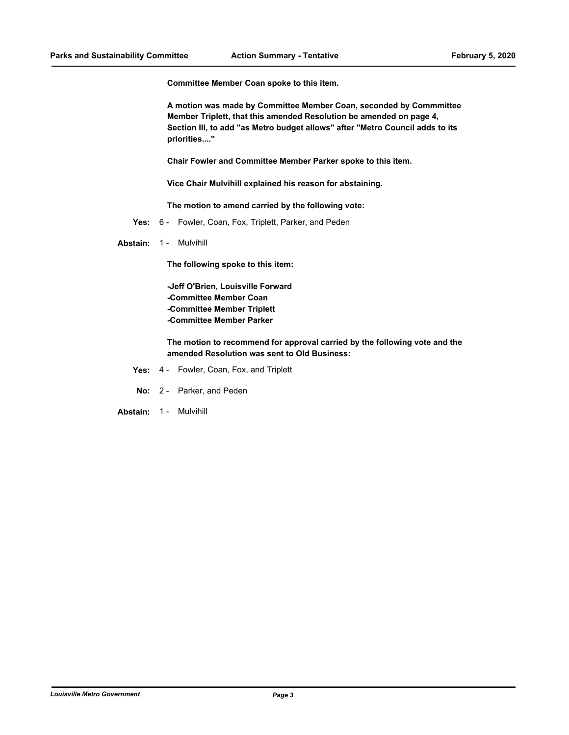**Committee Member Coan spoke to this item.**

**A motion was made by Committee Member Coan, seconded by Commmittee Member Triplett, that this amended Resolution be amended on page 4, Section III, to add "as Metro budget allows" after "Metro Council adds to its priorities...."**

**Chair Fowler and Committee Member Parker spoke to this item.**

**Vice Chair Mulvihill explained his reason for abstaining.**

**The motion to amend carried by the following vote:**

**Yes:** 6 - Fowler, Coan, Fox, Triplett, Parker, and Peden

**Abstain:** 1 - Mulvihill

**The following spoke to this item:**

**-Jeff O'Brien, Louisville Forward**
**-Committee Member Coan**
**-Committee Member Triplett**
**-Committee Member Parker**

**The motion to recommend for approval carried by the following vote and the amended Resolution was sent to Old Business:**

**Yes:** 4 - Fowler, Coan, Fox, and Triplett

**No:** 2 - Parker, and Peden

**Abstain:** 1 - Mulvihill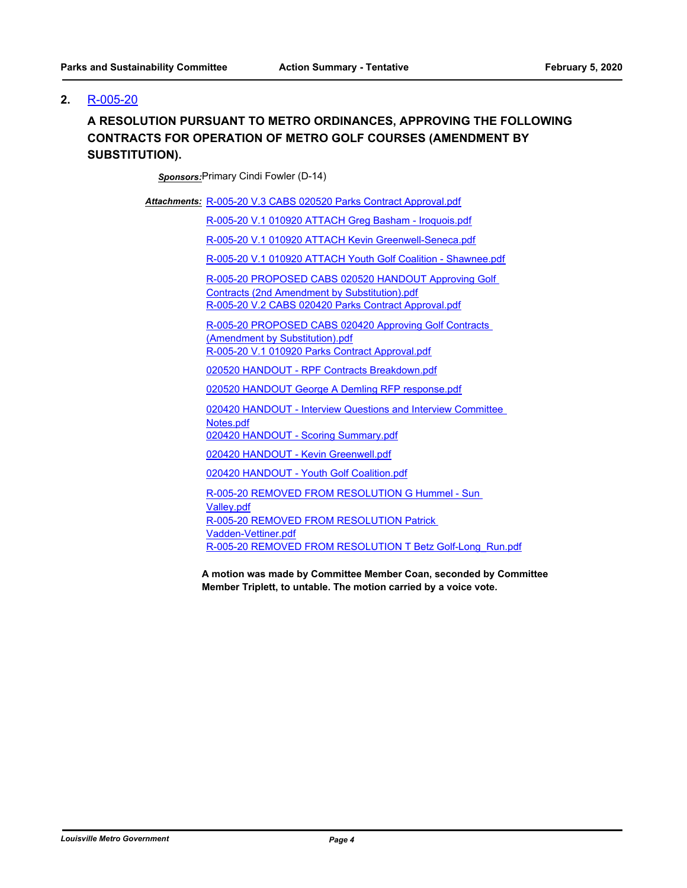## 2. R-005-20

**A RESOLUTION PURSUANT TO METRO ORDINANCES, APPROVING THE FOLLOWING CONTRACTS FOR OPERATION OF METRO GOLF COURSES (AMENDMENT BY SUBSTITUTION).**

***Sponsors:*** Primary Cindi Fowler (D-14)

***Attachments:*** R-005-20 V.3 CABS 020520 Parks Contract Approval.pdf

R-005-20 V.1 010920 ATTACH Greg Basham - Iroquois.pdf

R-005-20 V.1 010920 ATTACH Kevin Greenwell-Seneca.pdf

R-005-20 V.1 010920 ATTACH Youth Golf Coalition - Shawnee.pdf

R-005-20 PROPOSED CABS 020520 HANDOUT Approving Golf Contracts (2nd Amendment by Substitution).pdf

R-005-20 V.2 CABS 020420 Parks Contract Approval.pdf

R-005-20 PROPOSED CABS 020420 Approving Golf Contracts (Amendment by Substitution).pdf

R-005-20 V.1 010920 Parks Contract Approval.pdf

020520 HANDOUT - RPF Contracts Breakdown.pdf

020520 HANDOUT George A Demling RFP response.pdf

020420 HANDOUT - Interview Questions and Interview Committee Notes.pdf

020420 HANDOUT - Scoring Summary.pdf

020420 HANDOUT - Kevin Greenwell.pdf

020420 HANDOUT - Youth Golf Coalition.pdf

R-005-20 REMOVED FROM RESOLUTION G Hummel - Sun Valley.pdf

R-005-20 REMOVED FROM RESOLUTION Patrick Vadden-Vettiner.pdf

R-005-20 REMOVED FROM RESOLUTION T Betz Golf-Long_Run.pdf

**A motion was made by Committee Member Coan, seconded by Committee Member Triplett, to untable. The motion carried by a voice vote.**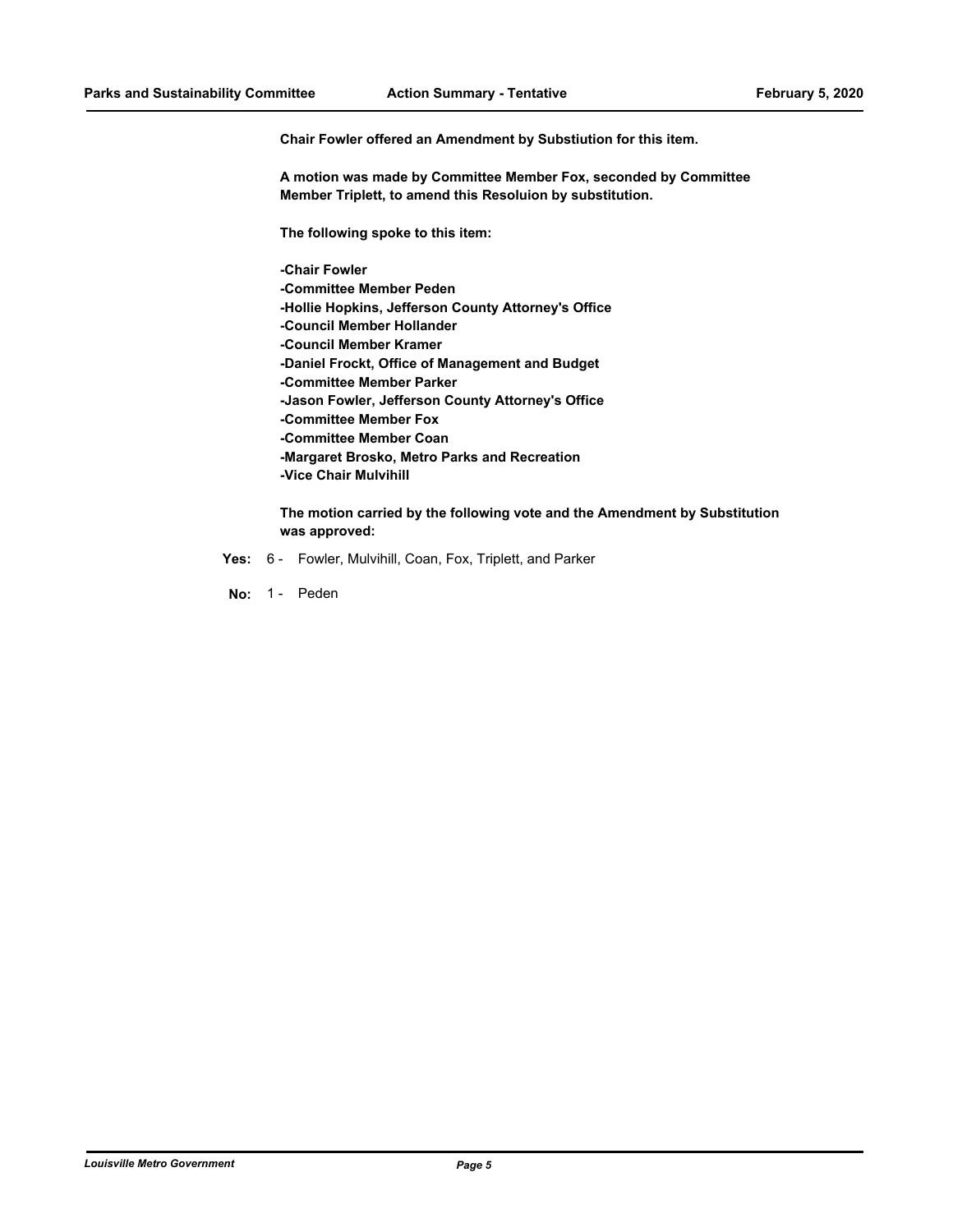**Chair Fowler offered an Amendment by Substiution for this item.**

**A motion was made by Committee Member Fox, seconded by Committee Member Triplett, to amend this Resoluion by substitution.**

**The following spoke to this item:**

**-Chair Fowler**
**-Committee Member Peden**
**-Hollie Hopkins, Jefferson County Attorney's Office**
**-Council Member Hollander**
**-Council Member Kramer**
**-Daniel Frockt, Office of Management and Budget**
**-Committee Member Parker**
**-Jason Fowler, Jefferson County Attorney's Office**
**-Committee Member Fox**
**-Committee Member Coan**
**-Margaret Brosko, Metro Parks and Recreation**
**-Vice Chair Mulvihill**

**The motion carried by the following vote and the Amendment by Substitution was approved:**

**Yes:** 6 - Fowler, Mulvihill, Coan, Fox, Triplett, and Parker

**No:** 1 - Peden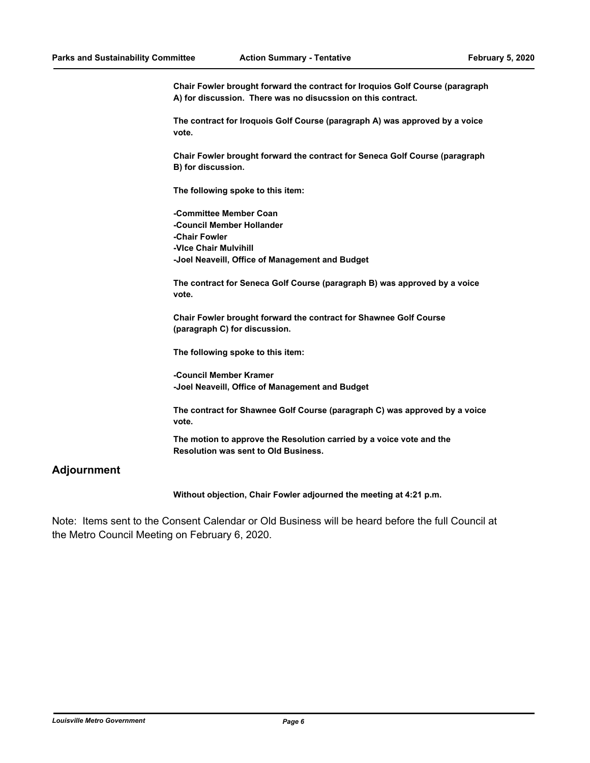**Chair Fowler brought forward the contract for Iroquios Golf Course (paragraph A) for discussion. There was no disucssion on this contract.**

**The contract for Iroquois Golf Course (paragraph A) was approved by a voice vote.**

**Chair Fowler brought forward the contract for Seneca Golf Course (paragraph B) for discussion.**

**The following spoke to this item:**

**-Committee Member Coan**
**-Council Member Hollander**
**-Chair Fowler**
**-VIce Chair Mulvihill**
**-Joel Neaveill, Office of Management and Budget**

**The contract for Seneca Golf Course (paragraph B) was approved by a voice vote.**

**Chair Fowler brought forward the contract for Shawnee Golf Course (paragraph C) for discussion.**

**The following spoke to this item:**

**-Council Member Kramer**
**-Joel Neaveill, Office of Management and Budget**

**The contract for Shawnee Golf Course (paragraph C) was approved by a voice vote.**

**The motion to approve the Resolution carried by a voice vote and the Resolution was sent to Old Business.**

## Adjournment

**Without objection, Chair Fowler adjourned the meeting at 4:21 p.m.**

Note: Items sent to the Consent Calendar or Old Business will be heard before the full Council at the Metro Council Meeting on February 6, 2020.